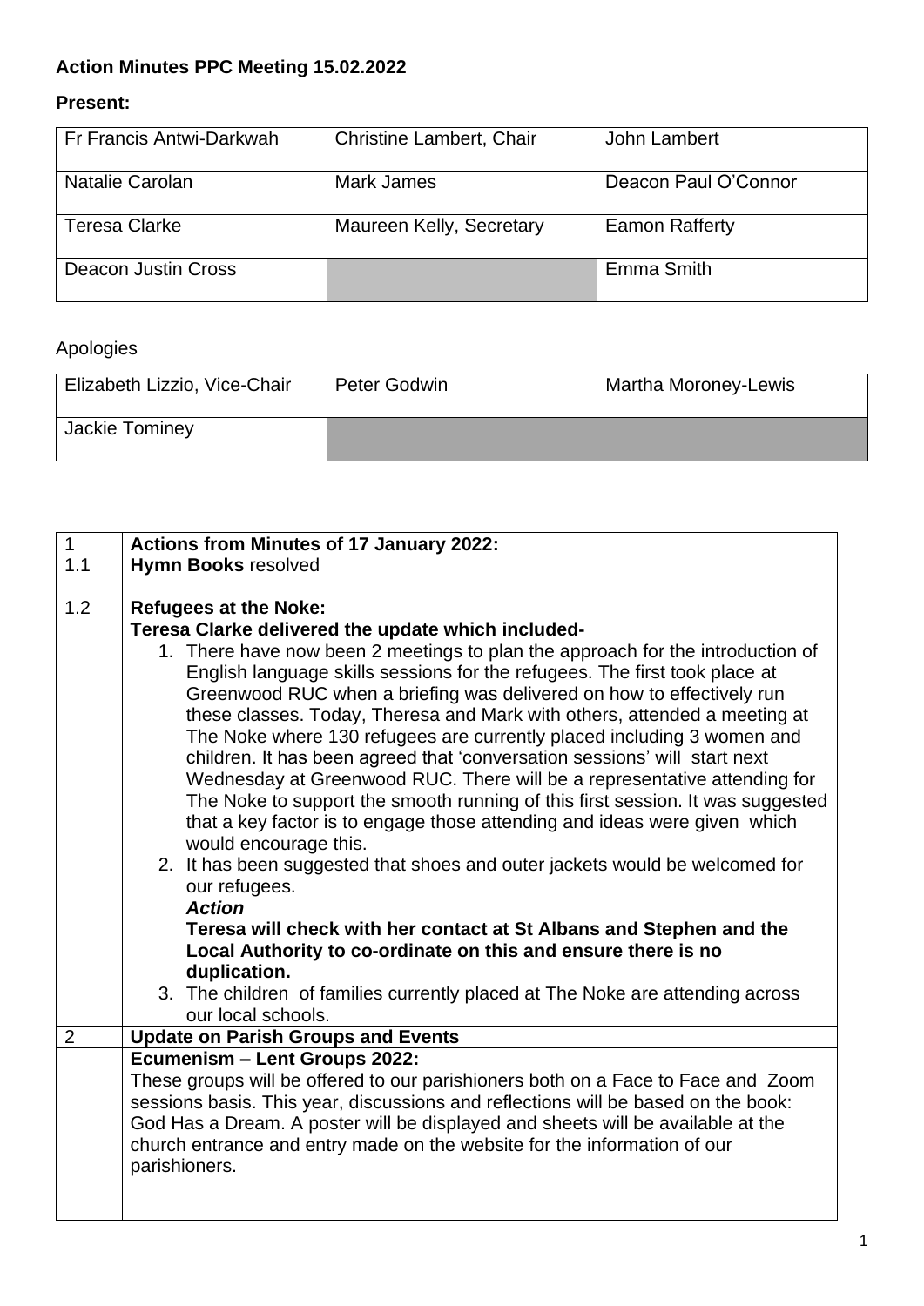## Action Minutes PPC Meeting 15.02.2022

**Present:**

| | | |
|---|---|---|
| Fr Francis Antwi-Darkwah | Christine Lambert, Chair | John Lambert |
| Natalie Carolan | Mark James | Deacon Paul O'Connor |
| Teresa Clarke | Maureen Kelly, Secretary | Eamon Rafferty |
| Deacon Justin Cross | | Emma Smith |

Apologies

| | | |
|---|---|---|
| Elizabeth Lizzio, Vice-Chair | Peter Godwin | Martha Moroney-Lewis |
| Jackie Tominey | | |

**1 Actions from Minutes of 17 January 2022:**

**1.1 Hymn Books** resolved

**1.2 Refugees at the Noke:**

**Teresa Clarke delivered the update which included-**

1. There have now been 2 meetings to plan the approach for the introduction of English language skills sessions for the refugees. The first took place at Greenwood RUC when a briefing was delivered on how to effectively run these classes. Today, Theresa and Mark with others, attended a meeting at The Noke where 130 refugees are currently placed including 3 women and children. It has been agreed that 'conversation sessions' will start next Wednesday at Greenwood RUC. There will be a representative attending for The Noke to support the smooth running of this first session. It was suggested that a key factor is to engage those attending and ideas were given which would encourage this.
2. It has been suggested that shoes and outer jackets would be welcomed for our refugees.
   ***Action***
   **Teresa will check with her contact at St Albans and Stephen and the Local Authority to co-ordinate on this and ensure there is no duplication.**
3. The children of families currently placed at The Noke are attending across our local schools.

**2 Update on Parish Groups and Events**

**Ecumenism – Lent Groups 2022:**

These groups will be offered to our parishioners both on a Face to Face and Zoom sessions basis. This year, discussions and reflections will be based on the book: God Has a Dream. A poster will be displayed and sheets will be available at the church entrance and entry made on the website for the information of our parishioners.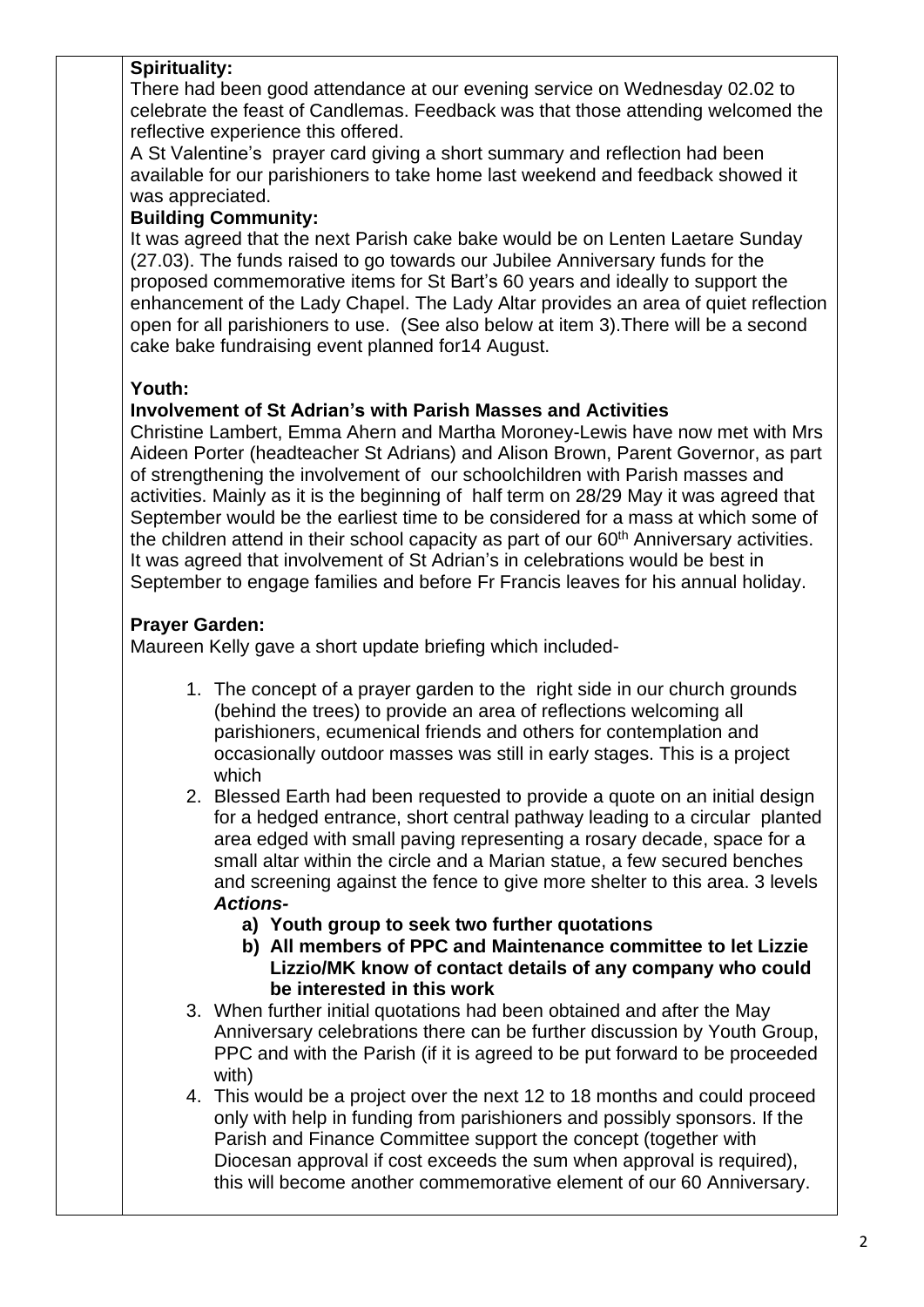**Spirituality:**

There had been good attendance at our evening service on Wednesday 02.02 to celebrate the feast of Candlemas. Feedback was that those attending welcomed the reflective experience this offered.

A St Valentine's prayer card giving a short summary and reflection had been available for our parishioners to take home last weekend and feedback showed it was appreciated.

**Building Community:**

It was agreed that the next Parish cake bake would be on Lenten Laetare Sunday (27.03). The funds raised to go towards our Jubilee Anniversary funds for the proposed commemorative items for St Bart's 60 years and ideally to support the enhancement of the Lady Chapel. The Lady Altar provides an area of quiet reflection open for all parishioners to use. (See also below at item 3).There will be a second cake bake fundraising event planned for14 August.

**Youth:**

**Involvement of St Adrian's with Parish Masses and Activities**

Christine Lambert, Emma Ahern and Martha Moroney-Lewis have now met with Mrs Aideen Porter (headteacher St Adrians) and Alison Brown, Parent Governor, as part of strengthening the involvement of our schoolchildren with Parish masses and activities. Mainly as it is the beginning of half term on 28/29 May it was agreed that September would be the earliest time to be considered for a mass at which some of the children attend in their school capacity as part of our 60th Anniversary activities. It was agreed that involvement of St Adrian's in celebrations would be best in September to engage families and before Fr Francis leaves for his annual holiday.

**Prayer Garden:**

Maureen Kelly gave a short update briefing which included-

1. The concept of a prayer garden to the right side in our church grounds (behind the trees) to provide an area of reflections welcoming all parishioners, ecumenical friends and others for contemplation and occasionally outdoor masses was still in early stages. This is a project which
2. Blessed Earth had been requested to provide a quote on an initial design for a hedged entrance, short central pathway leading to a circular planted area edged with small paving representing a rosary decade, space for a small altar within the circle and a Marian statue, a few secured benches and screening against the fence to give more shelter to this area. 3 levels
   ***Actions-***
   **a) Youth group to seek two further quotations**
   **b) All members of PPC and Maintenance committee to let Lizzie Lizzio/MK know of contact details of any company who could be interested in this work**
3. When further initial quotations had been obtained and after the May Anniversary celebrations there can be further discussion by Youth Group, PPC and with the Parish (if it is agreed to be put forward to be proceeded with)
4. This would be a project over the next 12 to 18 months and could proceed only with help in funding from parishioners and possibly sponsors. If the Parish and Finance Committee support the concept (together with Diocesan approval if cost exceeds the sum when approval is required), this will become another commemorative element of our 60 Anniversary.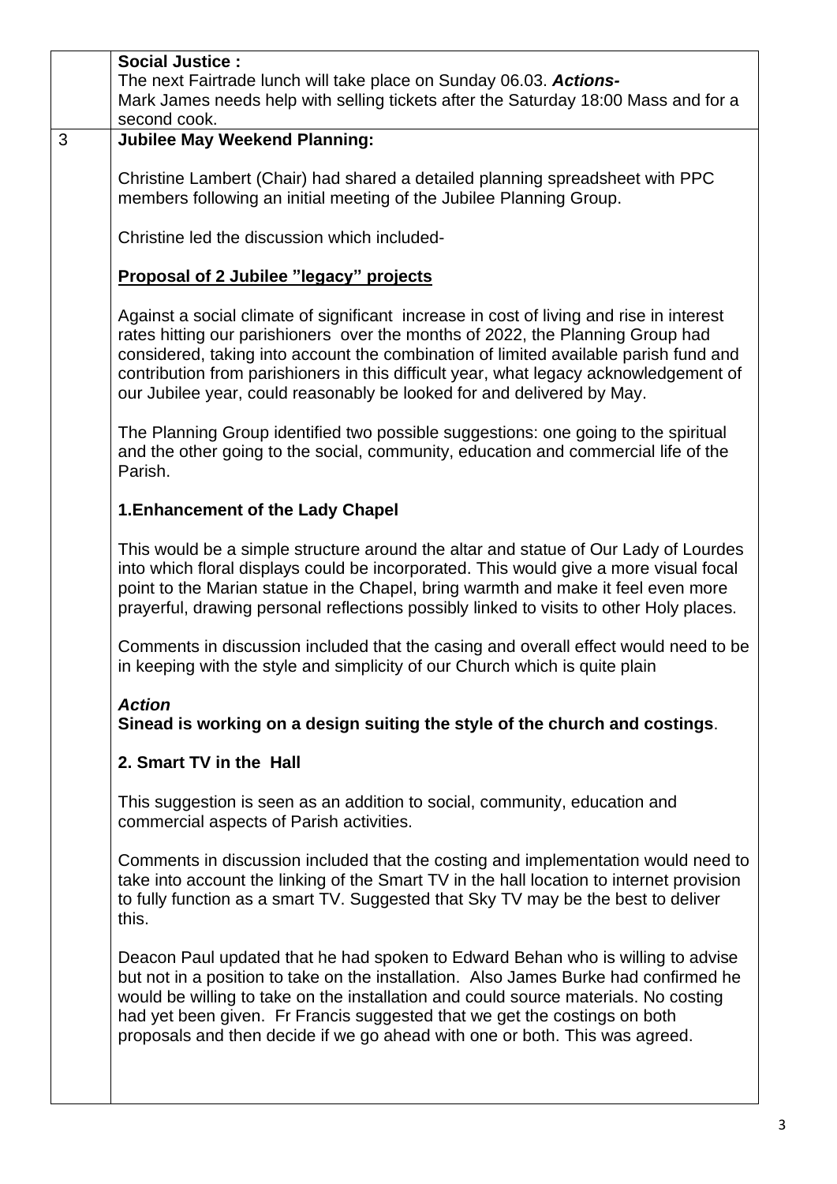| | |
|---|---|
| | **Social Justice :**<br>The next Fairtrade lunch will take place on Sunday 06.03. ***Actions-***<br>Mark James needs help with selling tickets after the Saturday 18:00 Mass and for a second cook. |
| 3 | **Jubilee May Weekend Planning:**<br><br>Christine Lambert (Chair) had shared a detailed planning spreadsheet with PPC members following an initial meeting of the Jubilee Planning Group.<br><br>Christine led the discussion which included-<br><br>**<u>Proposal of 2 Jubilee "legacy" projects</u>**<br><br>Against a social climate of significant increase in cost of living and rise in interest rates hitting our parishioners over the months of 2022, the Planning Group had considered, taking into account the combination of limited available parish fund and contribution from parishioners in this difficult year, what legacy acknowledgement of our Jubilee year, could reasonably be looked for and delivered by May.<br><br>The Planning Group identified two possible suggestions: one going to the spiritual and the other going to the social, community, education and commercial life of the Parish.<br><br>**1.Enhancement of the Lady Chapel**<br><br>This would be a simple structure around the altar and statue of Our Lady of Lourdes into which floral displays could be incorporated. This would give a more visual focal point to the Marian statue in the Chapel, bring warmth and make it feel even more prayerful, drawing personal reflections possibly linked to visits to other Holy places.<br><br>Comments in discussion included that the casing and overall effect would need to be in keeping with the style and simplicity of our Church which is quite plain<br><br>***Action***<br>**Sinead is working on a design suiting the style of the church and costings**.<br><br>**2. Smart TV in the Hall**<br><br>This suggestion is seen as an addition to social, community, education and commercial aspects of Parish activities.<br><br>Comments in discussion included that the costing and implementation would need to take into account the linking of the Smart TV in the hall location to internet provision to fully function as a smart TV. Suggested that Sky TV may be the best to deliver this.<br><br>Deacon Paul updated that he had spoken to Edward Behan who is willing to advise but not in a position to take on the installation. Also James Burke had confirmed he would be willing to take on the installation and could source materials. No costing had yet been given. Fr Francis suggested that we get the costings on both proposals and then decide if we go ahead with one or both. This was agreed. |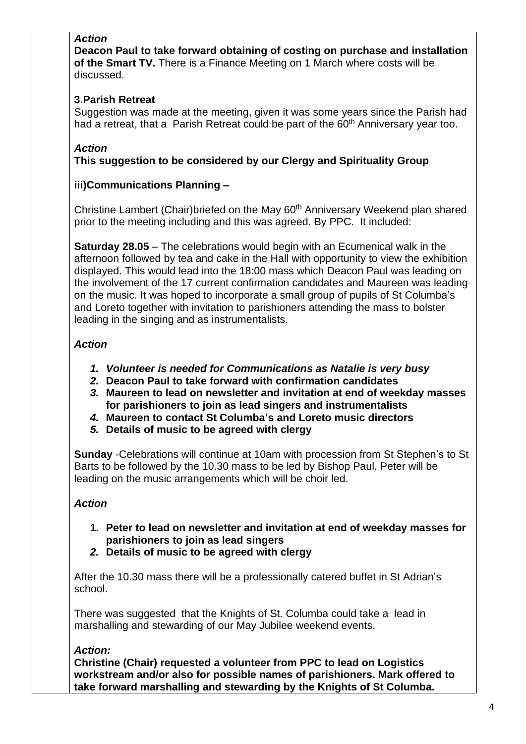***Action***

**Deacon Paul to take forward obtaining of costing on purchase and installation of the Smart TV.** There is a Finance Meeting on 1 March where costs will be discussed.

**3.Parish Retreat**

Suggestion was made at the meeting, given it was some years since the Parish had had a retreat, that a Parish Retreat could be part of the 60th Anniversary year too.

***Action***

**This suggestion to be considered by our Clergy and Spirituality Group**

**iii)Communications Planning –**

Christine Lambert (Chair)briefed on the May 60th Anniversary Weekend plan shared prior to the meeting including and this was agreed. By PPC. It included:

**Saturday 28.05** – The celebrations would begin with an Ecumenical walk in the afternoon followed by tea and cake in the Hall with opportunity to view the exhibition displayed. This would lead into the 18:00 mass which Deacon Paul was leading on the involvement of the 17 current confirmation candidates and Maureen was leading on the music. It was hoped to incorporate a small group of pupils of St Columba's and Loreto together with invitation to parishioners attending the mass to bolster leading in the singing and as instrumentalists.

***Action***

1. ***Volunteer is needed for Communications as Natalie is very busy***
2. **Deacon Paul to take forward with confirmation candidates**
3. **Maureen to lead on newsletter and invitation at end of weekday masses for parishioners to join as lead singers and instrumentalists**
4. **Maureen to contact St Columba's and Loreto music directors**
5. **Details of music to be agreed with clergy**

**Sunday** -Celebrations will continue at 10am with procession from St Stephen's to St Barts to be followed by the 10.30 mass to be led by Bishop Paul. Peter will be leading on the music arrangements which will be choir led.

***Action***

1. **Peter to lead on newsletter and invitation at end of weekday masses for parishioners to join as lead singers**
2. **Details of music to be agreed with clergy**

After the 10.30 mass there will be a professionally catered buffet in St Adrian's school.

There was suggested that the Knights of St. Columba could take a lead in marshalling and stewarding of our May Jubilee weekend events.

***Action:***

**Christine (Chair) requested a volunteer from PPC to lead on Logistics workstream and/or also for possible names of parishioners. Mark offered to take forward marshalling and stewarding by the Knights of St Columba.**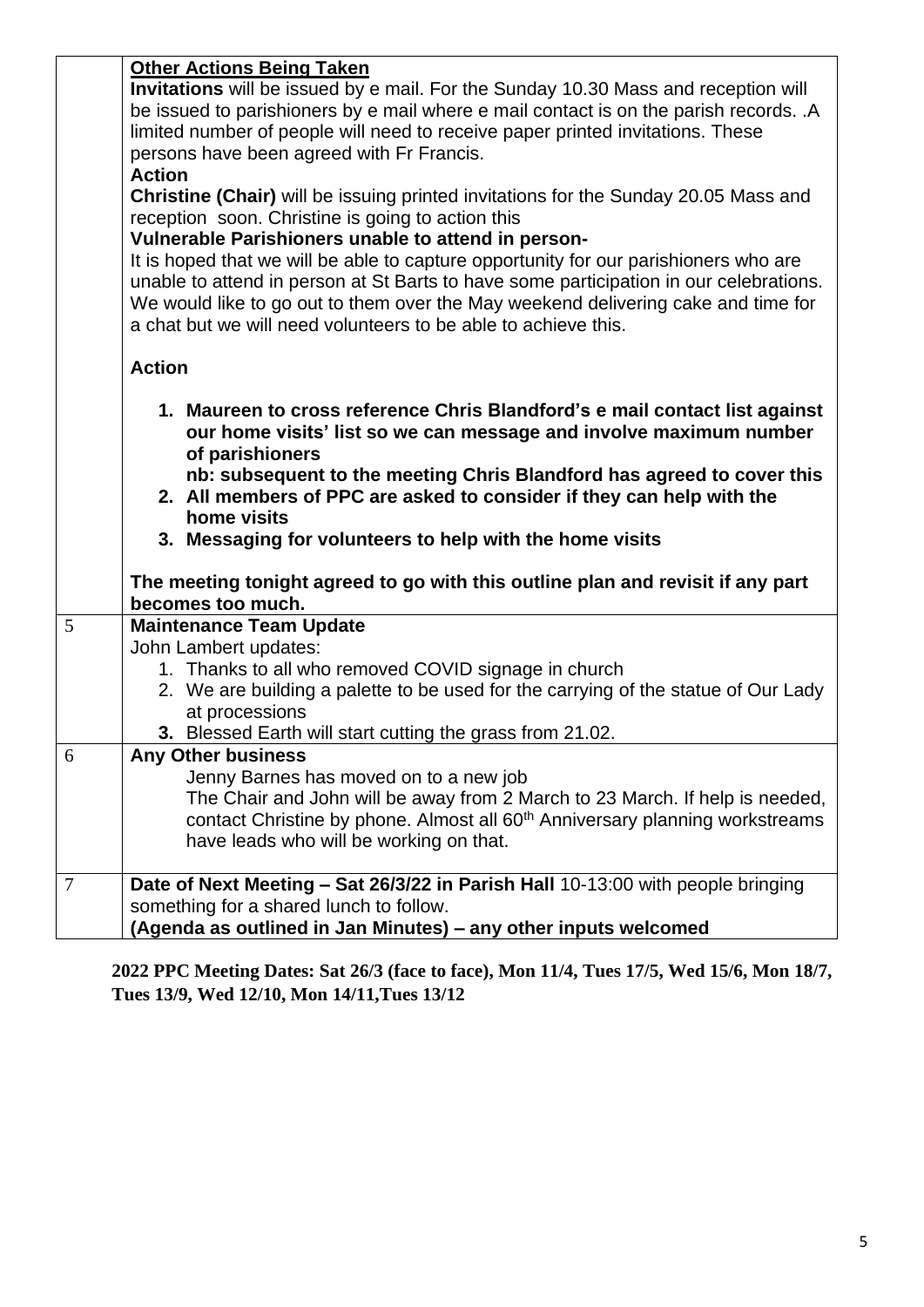| | |
|---|---|
| | **Other Actions Being Taken**<br>**Invitations** will be issued by e mail. For the Sunday 10.30 Mass and reception will be issued to parishioners by e mail where e mail contact is on the parish records. .A limited number of people will need to receive paper printed invitations. These persons have been agreed with Fr Francis.<br>**Action**<br>**Christine (Chair)** will be issuing printed invitations for the Sunday 20.05 Mass and reception soon. Christine is going to action this<br>**Vulnerable Parishioners unable to attend in person-**<br>It is hoped that we will be able to capture opportunity for our parishioners who are unable to attend in person at St Barts to have some participation in our celebrations. We would like to go out to them over the May weekend delivering cake and time for a chat but we will need volunteers to be able to achieve this.<br><br>**Action**<br><br>**1. Maureen to cross reference Chris Blandford's e mail contact list against our home visits' list so we can message and involve maximum number of parishioners**<br>**nb: subsequent to the meeting Chris Blandford has agreed to cover this**<br>**2. All members of PPC are asked to consider if they can help with the home visits**<br>**3. Messaging for volunteers to help with the home visits**<br><br>**The meeting tonight agreed to go with this outline plan and revisit if any part becomes too much.** |
| 5 | **Maintenance Team Update**<br>John Lambert updates:<br>1. Thanks to all who removed COVID signage in church<br>2. We are building a palette to be used for the carrying of the statue of Our Lady at processions<br>**3.** Blessed Earth will start cutting the grass from 21.02. |
| 6 | **Any Other business**<br>Jenny Barnes has moved on to a new job<br>The Chair and John will be away from 2 March to 23 March. If help is needed, contact Christine by phone. Almost all 60th Anniversary planning workstreams have leads who will be working on that. |
| 7 | **Date of Next Meeting – Sat 26/3/22 in Parish Hall** 10-13:00 with people bringing something for a shared lunch to follow.<br>**(Agenda as outlined in Jan Minutes) – any other inputs welcomed** |

**2022 PPC Meeting Dates: Sat 26/3 (face to face), Mon 11/4, Tues 17/5, Wed 15/6, Mon 18/7, Tues 13/9, Wed 12/10, Mon 14/11,Tues 13/12**